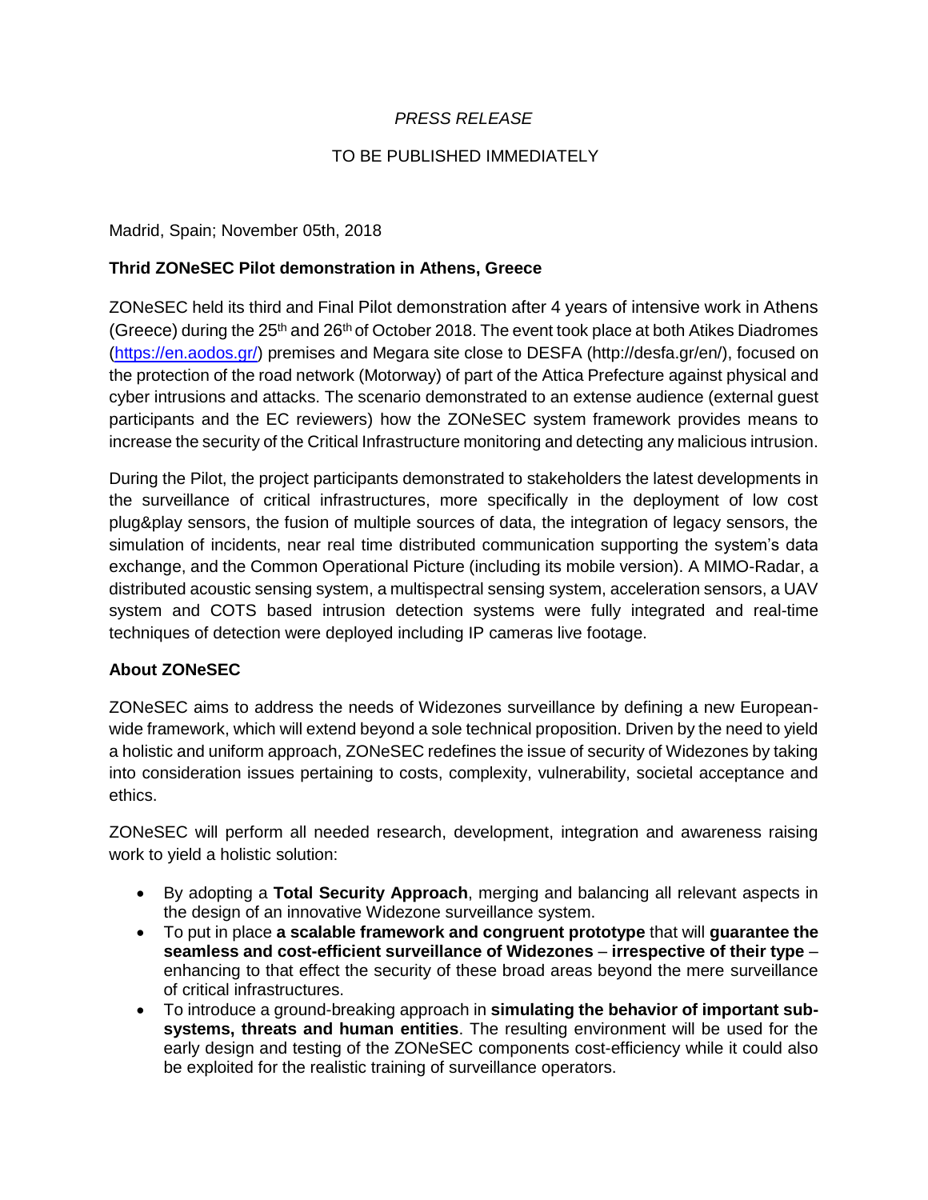*PRESS RELEASE*

TO BE PUBLISHED IMMEDIATELY

Madrid, Spain; November 05th, 2018

**Thrid ZONeSEC Pilot demonstration in Athens, Greece**

ZONeSEC held its third and Final Pilot demonstration after 4 years of intensive work in Athens (Greece) during the 25th and 26th of October 2018. The event took place at both Atikes Diadromes (https://en.aodos.gr/) premises and Megara site close to DESFA (http://desfa.gr/en/), focused on the protection of the road network (Motorway) of part of the Attica Prefecture against physical and cyber intrusions and attacks. The scenario demonstrated to an extense audience (external guest participants and the EC reviewers) how the ZONeSEC system framework provides means to increase the security of the Critical Infrastructure monitoring and detecting any malicious intrusion.

During the Pilot, the project participants demonstrated to stakeholders the latest developments in the surveillance of critical infrastructures, more specifically in the deployment of low cost plug&play sensors, the fusion of multiple sources of data, the integration of legacy sensors, the simulation of incidents, near real time distributed communication supporting the system's data exchange, and the Common Operational Picture (including its mobile version). A MIMO-Radar, a distributed acoustic sensing system, a multispectral sensing system, acceleration sensors, a UAV system and COTS based intrusion detection systems were fully integrated and real-time techniques of detection were deployed including IP cameras live footage.

**About ZONeSEC**

ZONeSEC aims to address the needs of Widezones surveillance by defining a new European-wide framework, which will extend beyond a sole technical proposition. Driven by the need to yield a holistic and uniform approach, ZONeSEC redefines the issue of security of Widezones by taking into consideration issues pertaining to costs, complexity, vulnerability, societal acceptance and ethics.

ZONeSEC will perform all needed research, development, integration and awareness raising work to yield a holistic solution:

- By adopting a **Total Security Approach**, merging and balancing all relevant aspects in the design of an innovative Widezone surveillance system.
- To put in place **a scalable framework and congruent prototype** that will **guarantee the seamless and cost-efficient surveillance of Widezones** – **irrespective of their type** – enhancing to that effect the security of these broad areas beyond the mere surveillance of critical infrastructures.
- To introduce a ground-breaking approach in **simulating the behavior of important sub-systems, threats and human entities**. The resulting environment will be used for the early design and testing of the ZONeSEC components cost-efficiency while it could also be exploited for the realistic training of surveillance operators.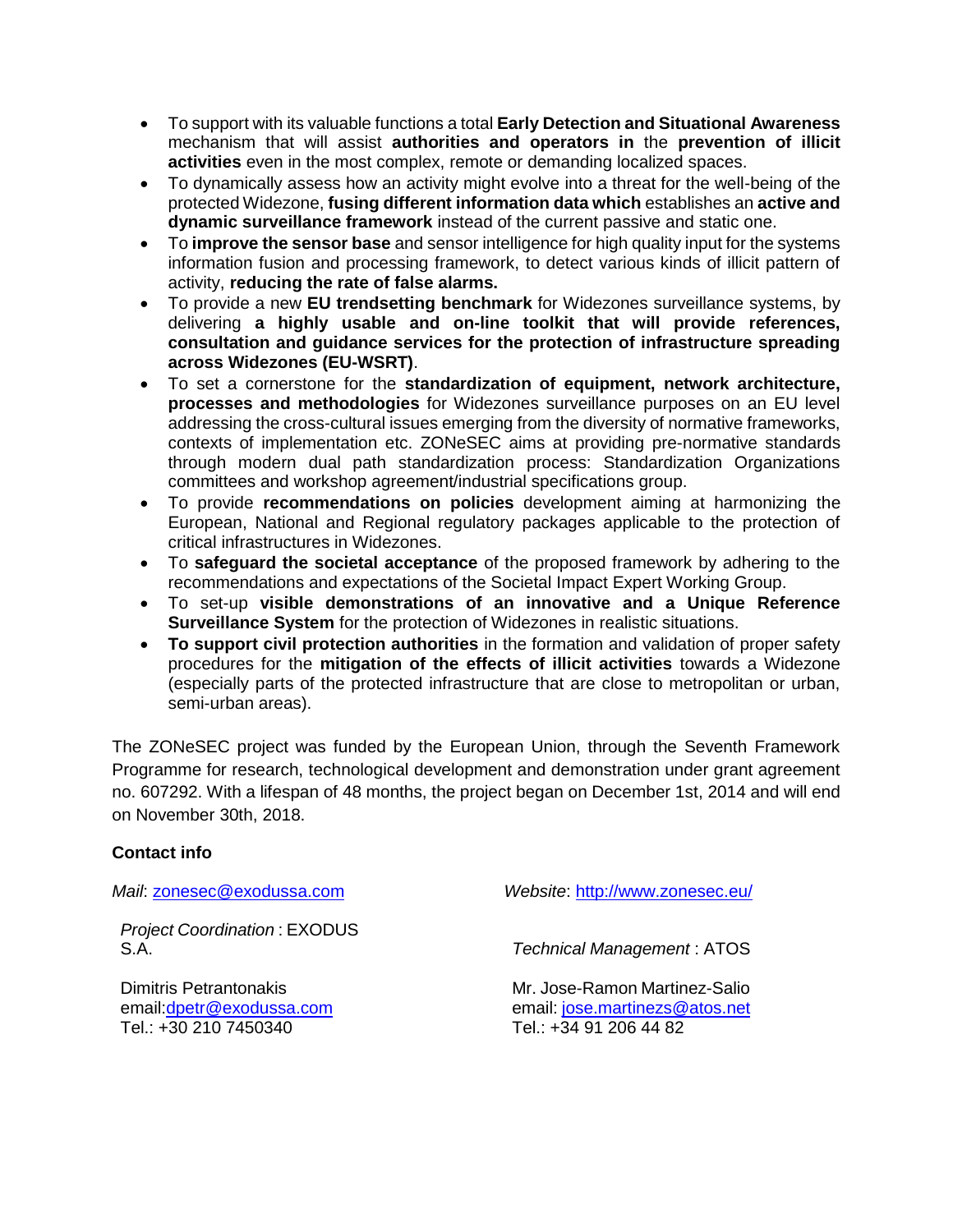- To support with its valuable functions a total **Early Detection and Situational Awareness** mechanism that will assist **authorities and operators in** the **prevention of illicit activities** even in the most complex, remote or demanding localized spaces.
- To dynamically assess how an activity might evolve into a threat for the well-being of the protected Widezone, **fusing different information data which** establishes an **active and dynamic surveillance framework** instead of the current passive and static one.
- To **improve the sensor base** and sensor intelligence for high quality input for the systems information fusion and processing framework, to detect various kinds of illicit pattern of activity, **reducing the rate of false alarms.**
- To provide a new **EU trendsetting benchmark** for Widezones surveillance systems, by delivering **a highly usable and on-line toolkit that will provide references, consultation and guidance services for the protection of infrastructure spreading across Widezones (EU-WSRT)**.
- To set a cornerstone for the **standardization of equipment, network architecture, processes and methodologies** for Widezones surveillance purposes on an EU level addressing the cross-cultural issues emerging from the diversity of normative frameworks, contexts of implementation etc. ZONeSEC aims at providing pre-normative standards through modern dual path standardization process: Standardization Organizations committees and workshop agreement/industrial specifications group.
- To provide **recommendations on policies** development aiming at harmonizing the European, National and Regional regulatory packages applicable to the protection of critical infrastructures in Widezones.
- To **safeguard the societal acceptance** of the proposed framework by adhering to the recommendations and expectations of the Societal Impact Expert Working Group.
- To set-up **visible demonstrations of an innovative and a Unique Reference Surveillance System** for the protection of Widezones in realistic situations.
- **To support civil protection authorities** in the formation and validation of proper safety procedures for the **mitigation of the effects of illicit activities** towards a Widezone (especially parts of the protected infrastructure that are close to metropolitan or urban, semi-urban areas).

The ZONeSEC project was funded by the European Union, through the Seventh Framework Programme for research, technological development and demonstration under grant agreement no. 607292. With a lifespan of 48 months, the project began on December 1st, 2014 and will end on November 30th, 2018.

**Contact info**

*Mail*: zonesec@exodussa.com

*Website*: http://www.zonesec.eu/

*Project Coordination* : EXODUS S.A.

Dimitris Petrantonakis
email:dpetr@exodussa.com
Tel.: +30 210 7450340

*Technical Management* : ATOS

Mr. Jose-Ramon Martinez-Salio
email: jose.martinezs@atos.net
Tel.: +34 91 206 44 82